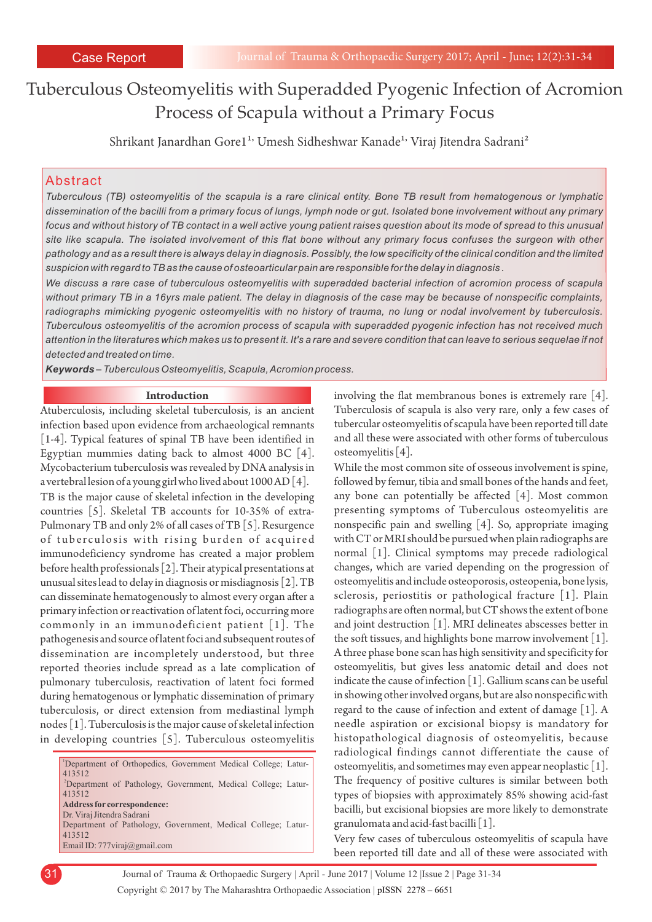Case Report

# Tuberculous Osteomyelitis with Superadded Pyogenic Infection of Acromion Process of Scapula without a Primary Focus

Shrikant Janardhan Gore1[1], Umesh Sidheshwar Kanade[1], Viraj Jitendra Sadrani[2]

## Abstract

*Tuberculous (TB) osteomyelitis of the scapula is a rare clinical entity. Bone TB result from hematogenous or lymphatic dissemination of the bacilli from a primary focus of lungs, lymph node or gut. Isolated bone involvement without any primary focus and without history of TB contact in a well active young patient raises question about its mode of spread to this unusual site like scapula. The isolated involvement of this flat bone without any primary focus confuses the surgeon with other pathology and as a result there is always delay in diagnosis. Possibly, the low specificity of the clinical condition and the limited suspicion with regard to TB as the cause of osteoarticular pain are responsible for the delay in diagnosis.*

*We discuss a rare case of tuberculous osteomyelitis with superadded bacterial infection of acromion process of scapula without primary TB in a 16yrs male patient. The delay in diagnosis of the case may be because of nonspecific complaints, radiographs mimicking pyogenic osteomyelitis with no history of trauma, no lung or nodal involvement by tuberculosis. Tuberculous osteomyelitis of the acromion process of scapula with superadded pyogenic infection has not received much attention in the literatures which makes us to present it. It's a rare and severe condition that can leave to serious sequelae if not detected and treated on time.*

***Keywords** – Tuberculous Osteomyelitis, Scapula, Acromion process.*

## Introduction

Atuberculosis, including skeletal tuberculosis, is an ancient infection based upon evidence from archaeological remnants [1-4]. Typical features of spinal TB have been identified in Egyptian mummies dating back to almost 4000 BC [4]. Mycobacterium tuberculosis was revealed by DNA analysis in a vertebral lesion of a young girl who lived about 1000 AD [4]. TB is the major cause of skeletal infection in the developing countries [5]. Skeletal TB accounts for 10-35% of extra-Pulmonary TB and only 2% of all cases of TB [5]. Resurgence of tuberculosis with rising burden of acquired immunodeficiency syndrome has created a major problem before health professionals [2]. Their atypical presentations at unusual sites lead to delay in diagnosis or misdiagnosis [2]. TB can disseminate hematogenously to almost every organ after a primary infection or reactivation of latent foci, occurring more commonly in an immunodeficient patient [1]. The pathogenesis and source of latent foci and subsequent routes of dissemination are incompletely understood, but three reported theories include spread as a late complication of pulmonary tuberculosis, reactivation of latent foci formed during hematogenous or lymphatic dissemination of primary tuberculosis, or direct extension from mediastinal lymph nodes [1]. Tuberculosis is the major cause of skeletal infection in developing countries [5]. Tuberculous osteomyelitis involving the flat membranous bones is extremely rare [4]. Tuberculosis of scapula is also very rare, only a few cases of tubercular osteomyelitis of scapula have been reported till date and all these were associated with other forms of tuberculous osteomyelitis [4].

While the most common site of osseous involvement is spine, followed by femur, tibia and small bones of the hands and feet, any bone can potentially be affected [4]. Most common presenting symptoms of Tuberculous osteomyelitis are nonspecific pain and swelling [4]. So, appropriate imaging with CT or MRI should be pursued when plain radiographs are normal [1]. Clinical symptoms may precede radiological changes, which are varied depending on the progression of osteomyelitis and include osteoporosis, osteopenia, bone lysis, sclerosis, periostitis or pathological fracture [1]. Plain radiographs are often normal, but CT shows the extent of bone and joint destruction [1]. MRI delineates abscesses better in the soft tissues, and highlights bone marrow involvement [1]. A three phase bone scan has high sensitivity and specificity for osteomyelitis, but gives less anatomic detail and does not indicate the cause of infection [1]. Gallium scans can be useful in showing other involved organs, but are also nonspecific with regard to the cause of infection and extent of damage [1]. A needle aspiration or excisional biopsy is mandatory for histopathological diagnosis of osteomyelitis, because radiological findings cannot differentiate the cause of osteomyelitis, and sometimes may even appear neoplastic [1]. The frequency of positive cultures is similar between both types of biopsies with approximately 85% showing acid-fast bacilli, but excisional biopsies are more likely to demonstrate granulomata and acid-fast bacilli [1].

Very few cases of tuberculous osteomyelitis of scapula have been reported till date and all of these were associated with

[1]Department of Orthopedics, Government Medical College; Latur-413512
[2]Department of Pathology, Government, Medical College; Latur-413512

**Address for correspondence:**
Dr. Viraj Jitendra Sadrani
Department of Pathology, Government, Medical College; Latur-413512
Email ID: 777viraj@gmail.com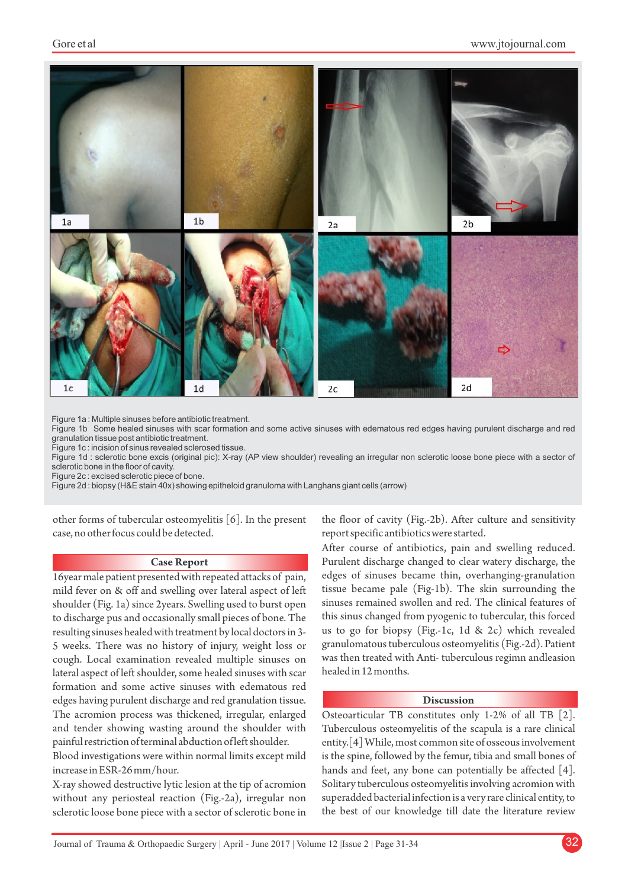Figure 1a : Multiple sinuses before antibiotic treatment.
Figure 1b Some healed sinuses with scar formation and some active sinuses with edematous red edges having purulent discharge and red granulation tissue post antibiotic treatment.
Figure 1c : incision of sinus revealed sclerosed tissue.
Figure 1d : sclerotic bone excis (original pic): X-ray (AP view shoulder) revealing an irregular non sclerotic loose bone piece with a sector of sclerotic bone in the floor of cavity.
Figure 2c : excised sclerotic piece of bone.
Figure 2d : biopsy (H&E stain 40x) showing epitheloid granuloma with Langhans giant cells (arrow)

other forms of tubercular osteomyelitis [6]. In the present case, no other focus could be detected.

## Case Report

16year male patient presented with repeated attacks of pain, mild fever on & off and swelling over lateral aspect of left shoulder (Fig. 1a) since 2years. Swelling used to burst open to discharge pus and occasionally small pieces of bone. The resulting sinuses healed with treatment by local doctors in 3-5 weeks. There was no history of injury, weight loss or cough. Local examination revealed multiple sinuses on lateral aspect of left shoulder, some healed sinuses with scar formation and some active sinuses with edematous red edges having purulent discharge and red granulation tissue. The acromion process was thickened, irregular, enlarged and tender showing wasting around the shoulder with painful restriction of terminal abduction of left shoulder.

Blood investigations were within normal limits except mild increase in ESR-26 mm/hour.

X-ray showed destructive lytic lesion at the tip of acromion without any periosteal reaction (Fig.-2a), irregular non sclerotic loose bone piece with a sector of sclerotic bone in the floor of cavity (Fig.-2b). After culture and sensitivity report specific antibiotics were started.

After course of antibiotics, pain and swelling reduced. Purulent discharge changed to clear watery discharge, the edges of sinuses became thin, overhanging-granulation tissue became pale (Fig-1b). The skin surrounding the sinuses remained swollen and red. The clinical features of this sinus changed from pyogenic to tubercular, this forced us to go for biopsy (Fig.-1c, 1d & 2c) which revealed granulomatous tuberculous osteomyelitis (Fig.-2d). Patient was then treated with Anti- tuberculous regimn andleasion healed in 12 months.

## Discussion

Osteoarticular TB constitutes only 1-2% of all TB [2]. Tuberculous osteomyelitis of the scapula is a rare clinical entity.[4] While, most common site of osseous involvement is the spine, followed by the femur, tibia and small bones of hands and feet, any bone can potentially be affected [4]. Solitary tuberculous osteomyelitis involving acromion with superadded bacterial infection is a very rare clinical entity, to the best of our knowledge till date the literature review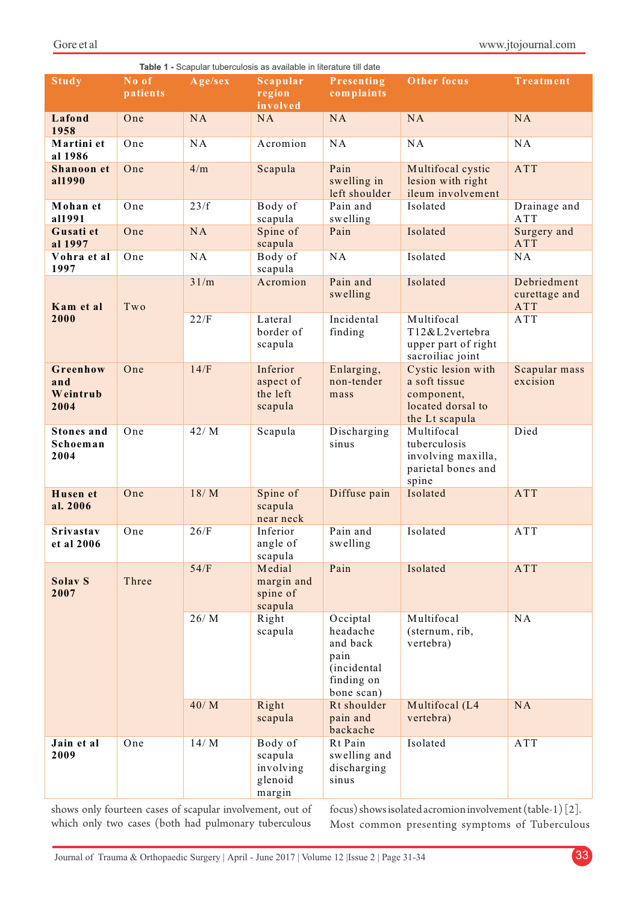**Table 1 -** Scapular tuberculosis as available in literature till date

| Study | No of patients | Age/sex | Scapular region involved | Presenting complaints | Other focus | Treatment |
|---|---|---|---|---|---|---|
| **Lafond 1958** | One | NA | NA | NA | NA | NA |
| **Martini et al 1986** | One | NA | Acromion | NA | NA | NA |
| **Shanoon et al1990** | One | 4/m | Scapula | Pain swelling in left shoulder | Multifocal cystic lesion with right ileum involvement | ATT |
| **Mohan et al1991** | One | 23/f | Body of scapula | Pain and swelling | Isolated | Drainage and ATT |
| **Gusati et al 1997** | One | NA | Spine of scapula | Pain | Isolated | Surgery and ATT |
| **Vohra et al 1997** | One | NA | Body of scapula | NA | Isolated | NA |
| **Kam et al 2000** | Two | 31/m | Acromion | Pain and swelling | Isolated | Debriedment curettage and ATT |
| | | 22/F | Lateral border of scapula | Incidental finding | Multifocal T12&L2vertebra upper part of right sacroiliac joint | ATT |
| **Greenhow and Weintrub 2004** | One | 14/F | Inferior aspect of the left scapula | Enlarging, non-tender mass | Cystic lesion with a soft tissue component, located dorsal to the Lt scapula | Scapular mass excision |
| **Stones and Schoeman 2004** | One | 42/ M | Scapula | Discharging sinus | Multifocal tuberculosis involving maxilla, parietal bones and spine | Died |
| **Husen et al. 2006** | One | 18/ M | Spine of scapula near neck | Diffuse pain | Isolated | ATT |
| **Srivastav et al 2006** | One | 26/F | Inferior angle of scapula | Pain and swelling | Isolated | ATT |
| **Solav S 2007** | Three | 54/F | Medial margin and spine of scapula | Pain | Isolated | ATT |
| | | 26/ M | Right scapula | Occipital headache and back pain (incidental finding on bone scan) | Multifocal (sternum, rib, vertebra) | NA |
| | | 40/ M | Right scapula | Rt shoulder pain and backache | Multifocal (L4 vertebra) | NA |
| **Jain et al 2009** | One | 14/ M | Body of scapula involving glenoid margin | Rt Pain swelling and discharging sinus | Isolated | ATT |

shows only fourteen cases of scapular involvement, out of which only two cases (both had pulmonary tuberculous focus) shows isolated acromion involvement (table-1) [2]. Most common presenting symptoms of Tuberculous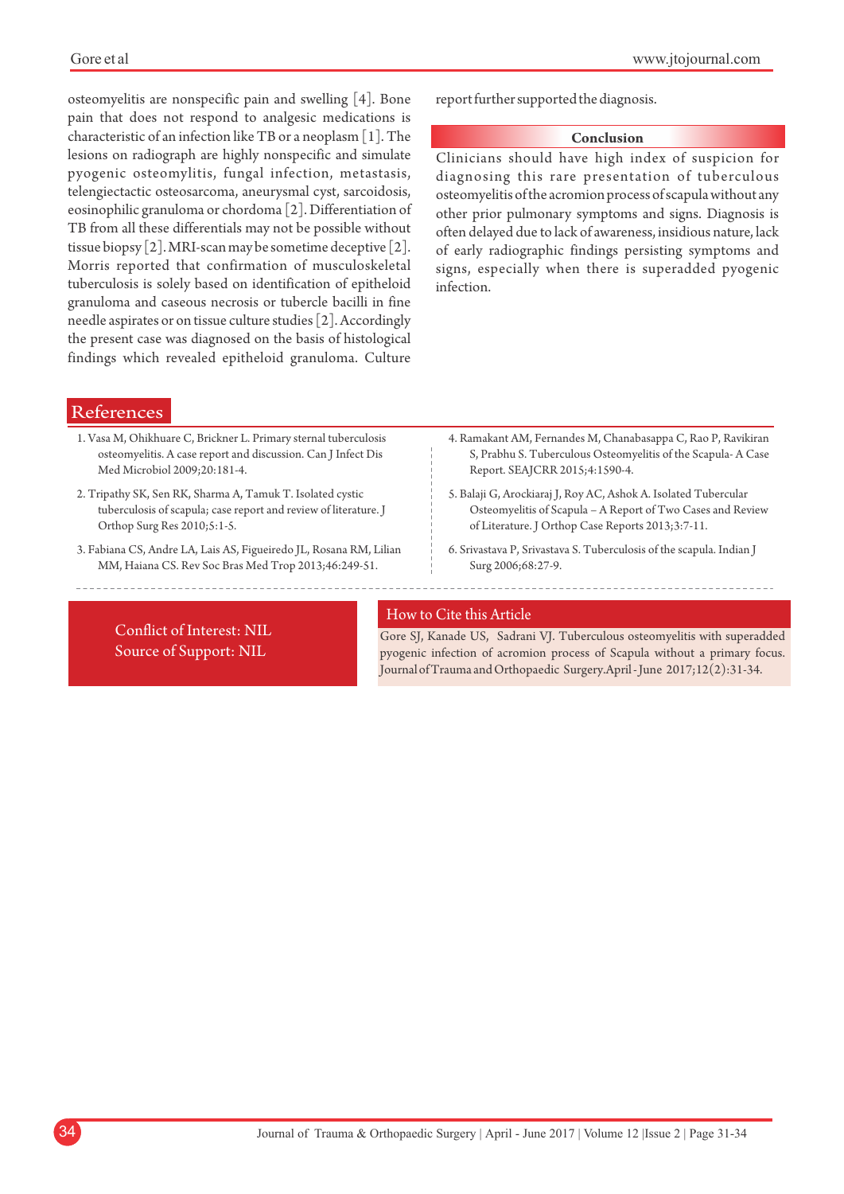osteomyelitis are nonspecific pain and swelling [4]. Bone pain that does not respond to analgesic medications is characteristic of an infection like TB or a neoplasm [1]. The lesions on radiograph are highly nonspecific and simulate pyogenic osteomylitis, fungal infection, metastasis, telengiectactic osteosarcoma, aneurysmal cyst, sarcoidosis, eosinophilic granuloma or chordoma [2]. Differentiation of TB from all these differentials may not be possible without tissue biopsy [2]. MRI-scan may be sometime deceptive [2]. Morris reported that confirmation of musculoskeletal tuberculosis is solely based on identification of epitheloid granuloma and caseous necrosis or tubercle bacilli in fine needle aspirates or on tissue culture studies [2]. Accordingly the present case was diagnosed on the basis of histological findings which revealed epitheloid granuloma. Culture report further supported the diagnosis.

## Conclusion

Clinicians should have high index of suspicion for diagnosing this rare presentation of tuberculous osteomyelitis of the acromion process of scapula without any other prior pulmonary symptoms and signs. Diagnosis is often delayed due to lack of awareness, insidious nature, lack of early radiographic findings persisting symptoms and signs, especially when there is superadded pyogenic infection.

## References

1. Vasa M, Ohikhuare C, Brickner L. Primary sternal tuberculosis osteomyelitis. A case report and discussion. Can J Infect Dis Med Microbiol 2009;20:181-4.
2. Tripathy SK, Sen RK, Sharma A, Tamuk T. Isolated cystic tuberculosis of scapula; case report and review of literature. J Orthop Surg Res 2010;5:1-5.
3. Fabiana CS, Andre LA, Lais AS, Figueiredo JL, Rosana RM, Lilian MM, Haiana CS. Rev Soc Bras Med Trop 2013;46:249-51.
4. Ramakant AM, Fernandes M, Chanabasappa C, Rao P, Ravikiran S, Prabhu S. Tuberculous Osteomyelitis of the Scapula- A Case Report. SEAJCRR 2015;4:1590-4.
5. Balaji G, Arockiaraj J, Roy AC, Ashok A. Isolated Tubercular Osteomyelitis of Scapula – A Report of Two Cases and Review of Literature. J Orthop Case Reports 2013;3:7-11.
6. Srivastava P, Srivastava S. Tuberculosis of the scapula. Indian J Surg 2006;68:27-9.

Conflict of Interest: NIL
Source of Support: NIL

**How to Cite this Article**

Gore SJ, Kanade US, Sadrani VJ. Tuberculous osteomyelitis with superadded pyogenic infection of acromion process of Scapula without a primary focus. Journal of Trauma and Orthopaedic Surgery.April - June 2017;12(2):31-34.